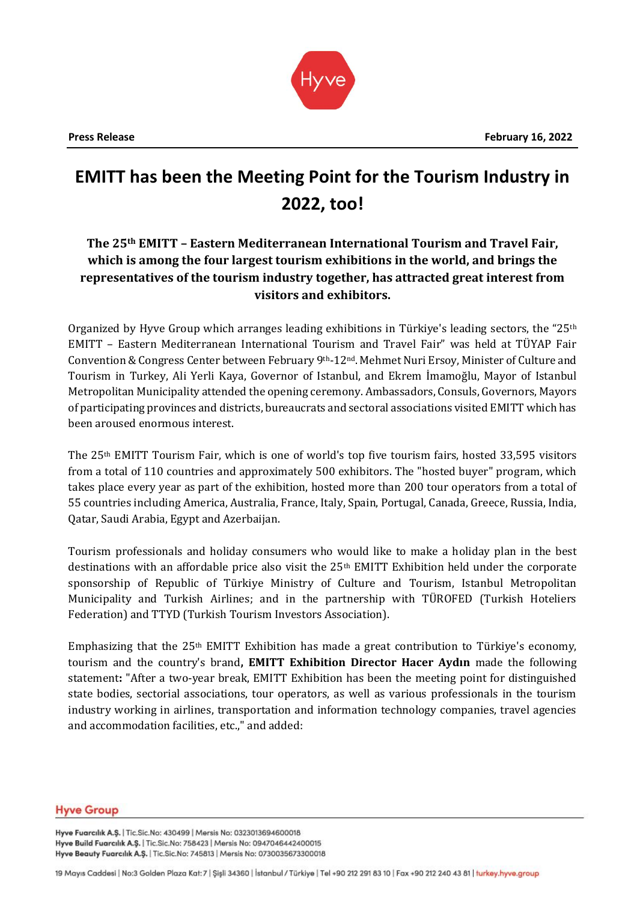**Press Release** **February 16, 2022**

# EMITT has been the Meeting Point for the Tourism Industry in 2022, too!

### The 25th EMITT – Eastern Mediterranean International Tourism and Travel Fair, which is among the four largest tourism exhibitions in the world, and brings the representatives of the tourism industry together, has attracted great interest from visitors and exhibitors.

Organized by Hyve Group which arranges leading exhibitions in Türkiye's leading sectors, the "25th EMITT – Eastern Mediterranean International Tourism and Travel Fair" was held at TÜYAP Fair Convention & Congress Center between February 9th-12nd. Mehmet Nuri Ersoy, Minister of Culture and Tourism in Turkey, Ali Yerli Kaya, Governor of Istanbul, and Ekrem İmamoğlu, Mayor of Istanbul Metropolitan Municipality attended the opening ceremony. Ambassadors, Consuls, Governors, Mayors of participating provinces and districts, bureaucrats and sectoral associations visited EMITT which has been aroused enormous interest.

The 25th EMITT Tourism Fair, which is one of world's top five tourism fairs, hosted 33,595 visitors from a total of 110 countries and approximately 500 exhibitors. The "hosted buyer" program, which takes place every year as part of the exhibition, hosted more than 200 tour operators from a total of 55 countries including America, Australia, France, Italy, Spain, Portugal, Canada, Greece, Russia, India, Qatar, Saudi Arabia, Egypt and Azerbaijan.

Tourism professionals and holiday consumers who would like to make a holiday plan in the best destinations with an affordable price also visit the 25th EMITT Exhibition held under the corporate sponsorship of Republic of Türkiye Ministry of Culture and Tourism, Istanbul Metropolitan Municipality and Turkish Airlines; and in the partnership with TÜROFED (Turkish Hoteliers Federation) and TTYD (Turkish Tourism Investors Association).

Emphasizing that the 25th EMITT Exhibition has made a great contribution to Türkiye's economy, tourism and the country's brand**, EMITT Exhibition Director Hacer Aydın** made the following statement**:** "After a two-year break, EMITT Exhibition has been the meeting point for distinguished state bodies, sectorial associations, tour operators, as well as various professionals in the tourism industry working in airlines, transportation and information technology companies, travel agencies and accommodation facilities, etc.," and added: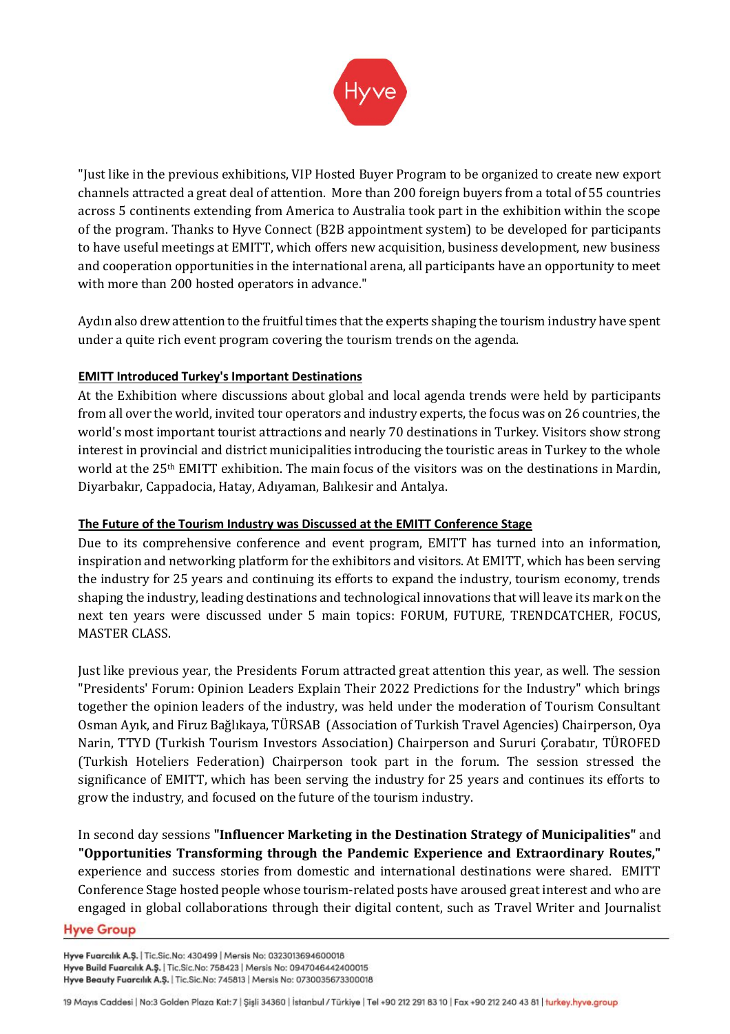"Just like in the previous exhibitions, VIP Hosted Buyer Program to be organized to create new export channels attracted a great deal of attention. More than 200 foreign buyers from a total of 55 countries across 5 continents extending from America to Australia took part in the exhibition within the scope of the program. Thanks to Hyve Connect (B2B appointment system) to be developed for participants to have useful meetings at EMITT, which offers new acquisition, business development, new business and cooperation opportunities in the international arena, all participants have an opportunity to meet with more than 200 hosted operators in advance."

Aydın also drew attention to the fruitful times that the experts shaping the tourism industry have spent under a quite rich event program covering the tourism trends on the agenda.

## EMITT Introduced Turkey's Important Destinations

At the Exhibition where discussions about global and local agenda trends were held by participants from all over the world, invited tour operators and industry experts, the focus was on 26 countries, the world's most important tourist attractions and nearly 70 destinations in Turkey. Visitors show strong interest in provincial and district municipalities introducing the touristic areas in Turkey to the whole world at the 25th EMITT exhibition. The main focus of the visitors was on the destinations in Mardin, Diyarbakır, Cappadocia, Hatay, Adıyaman, Balıkesir and Antalya.

## The Future of the Tourism Industry was Discussed at the EMITT Conference Stage

Due to its comprehensive conference and event program, EMITT has turned into an information, inspiration and networking platform for the exhibitors and visitors. At EMITT, which has been serving the industry for 25 years and continuing its efforts to expand the industry, tourism economy, trends shaping the industry, leading destinations and technological innovations that will leave its mark on the next ten years were discussed under 5 main topics: FORUM, FUTURE, TRENDCATCHER, FOCUS, MASTER CLASS.

Just like previous year, the Presidents Forum attracted great attention this year, as well. The session "Presidents' Forum: Opinion Leaders Explain Their 2022 Predictions for the Industry" which brings together the opinion leaders of the industry, was held under the moderation of Tourism Consultant Osman Ayık, and Firuz Bağlıkaya, TÜRSAB (Association of Turkish Travel Agencies) Chairperson, Oya Narin, TTYD (Turkish Tourism Investors Association) Chairperson and Sururi Çorabatır, TÜROFED (Turkish Hoteliers Federation) Chairperson took part in the forum. The session stressed the significance of EMITT, which has been serving the industry for 25 years and continues its efforts to grow the industry, and focused on the future of the tourism industry.

In second day sessions **"Influencer Marketing in the Destination Strategy of Municipalities"** and **"Opportunities Transforming through the Pandemic Experience and Extraordinary Routes,"** experience and success stories from domestic and international destinations were shared. EMITT Conference Stage hosted people whose tourism-related posts have aroused great interest and who are engaged in global collaborations through their digital content, such as Travel Writer and Journalist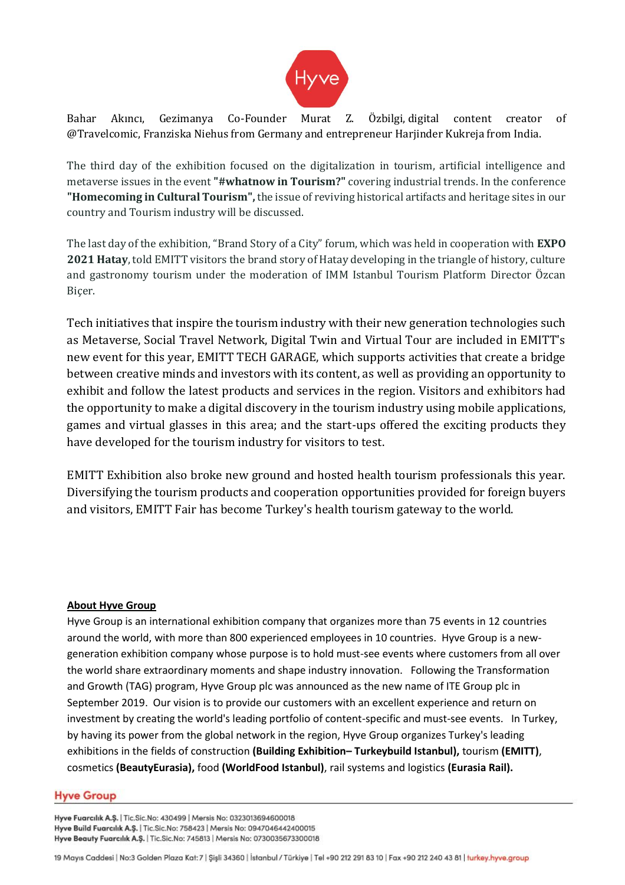Bahar Akıncı, Gezimanya Co-Founder Murat Z. Özbilgi, digital content creator of @Travelcomic, Franziska Niehus from Germany and entrepreneur Harjinder Kukreja from India.

The third day of the exhibition focused on the digitalization in tourism, artificial intelligence and metaverse issues in the event **"#whatnow in Tourism?"** covering industrial trends. In the conference **"Homecoming in Cultural Tourism",** the issue of reviving historical artifacts and heritage sites in our country and Tourism industry will be discussed.

The last day of the exhibition, "Brand Story of a City" forum, which was held in cooperation with **EXPO 2021 Hatay**, told EMITT visitors the brand story of Hatay developing in the triangle of history, culture and gastronomy tourism under the moderation of IMM Istanbul Tourism Platform Director Özcan Biçer.

Tech initiatives that inspire the tourism industry with their new generation technologies such as Metaverse, Social Travel Network, Digital Twin and Virtual Tour are included in EMITT's new event for this year, EMITT TECH GARAGE, which supports activities that create a bridge between creative minds and investors with its content, as well as providing an opportunity to exhibit and follow the latest products and services in the region. Visitors and exhibitors had the opportunity to make a digital discovery in the tourism industry using mobile applications, games and virtual glasses in this area; and the start-ups offered the exciting products they have developed for the tourism industry for visitors to test.

EMITT Exhibition also broke new ground and hosted health tourism professionals this year. Diversifying the tourism products and cooperation opportunities provided for foreign buyers and visitors, EMITT Fair has become Turkey's health tourism gateway to the world.

**About Hyve Group**

Hyve Group is an international exhibition company that organizes more than 75 events in 12 countries around the world, with more than 800 experienced employees in 10 countries. Hyve Group is a new-generation exhibition company whose purpose is to hold must-see events where customers from all over the world share extraordinary moments and shape industry innovation. Following the Transformation and Growth (TAG) program, Hyve Group plc was announced as the new name of ITE Group plc in September 2019. Our vision is to provide our customers with an excellent experience and return on investment by creating the world's leading portfolio of content-specific and must-see events. In Turkey, by having its power from the global network in the region, Hyve Group organizes Turkey's leading exhibitions in the fields of construction **(Building Exhibition– Turkeybuild Istanbul),** tourism **(EMITT)**, cosmetics **(BeautyEurasia),** food **(WorldFood Istanbul)**, rail systems and logistics **(Eurasia Rail).**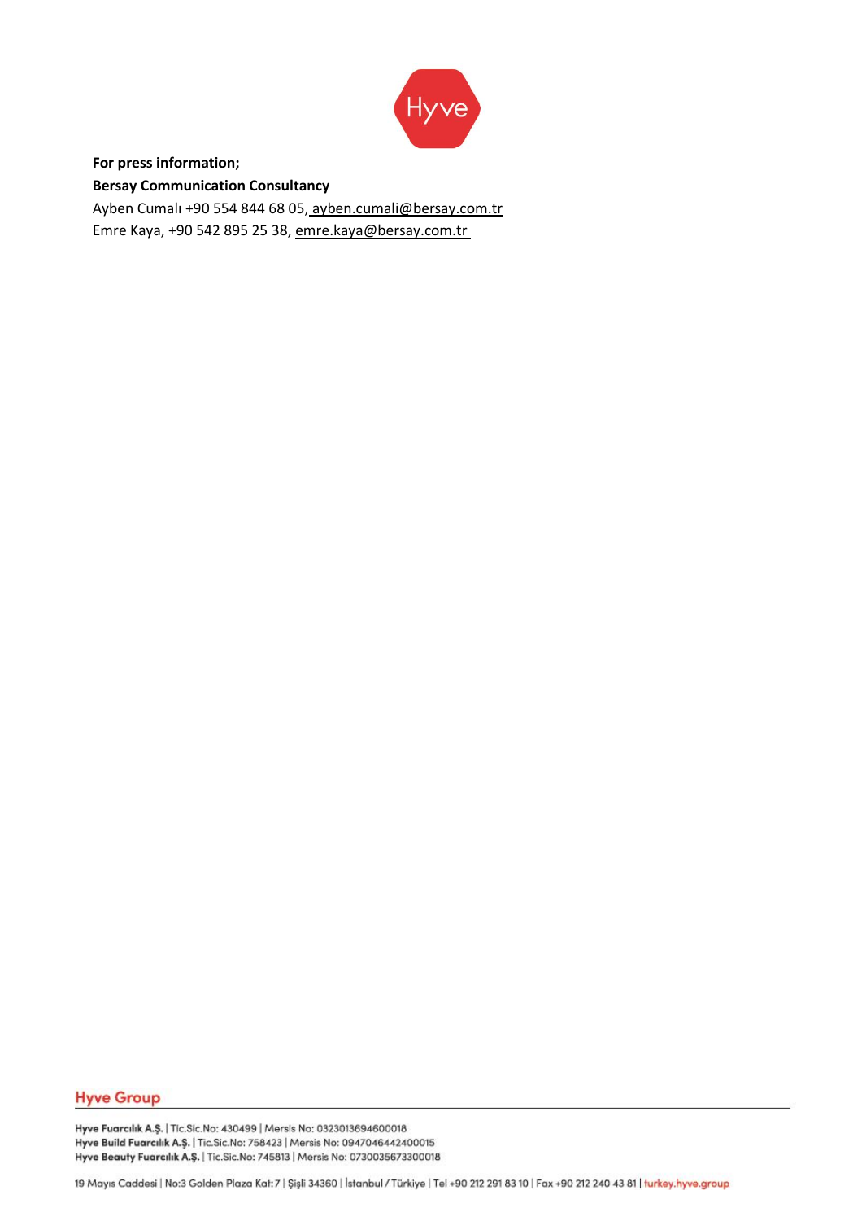**For press information;**

**Bersay Communication Consultancy**

Ayben Cumalı +90 554 844 68 05, ayben.cumali@bersay.com.tr

Emre Kaya, +90 542 895 25 38, emre.kaya@bersay.com.tr